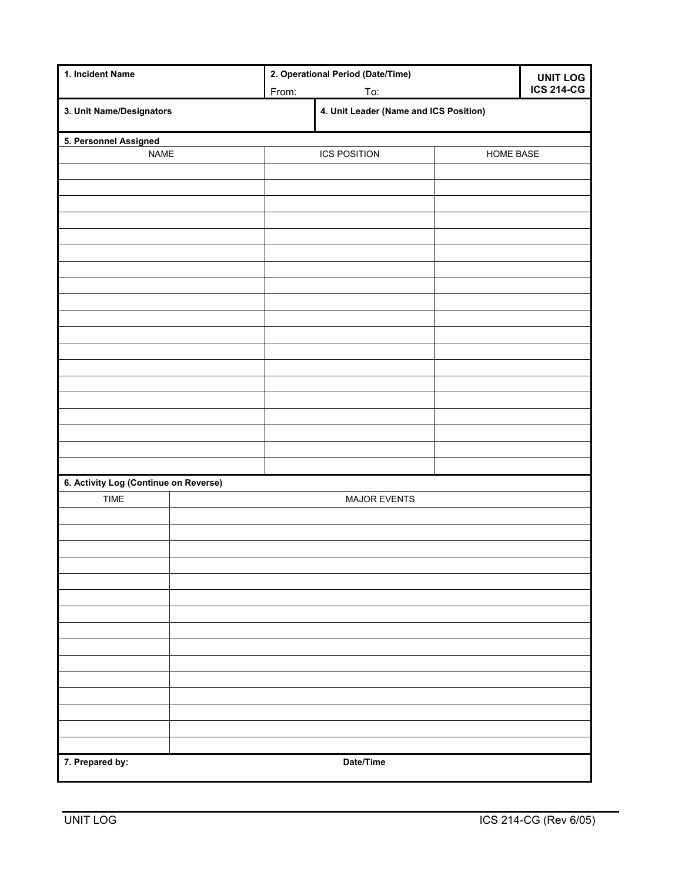| 1. Incident Name | 2. Operational Period (Date/Time)<br>From: To: | UNIT LOG<br>ICS 214-CG |
|---|---|---|

| 3. Unit Name/Designators | 4. Unit Leader (Name and ICS Position) |
|---|---|

**5. Personnel Assigned**

| NAME | ICS POSITION | HOME BASE |
|---|---|---|
| | | |
| | | |
| | | |
| | | |
| | | |
| | | |
| | | |
| | | |
| | | |
| | | |
| | | |
| | | |
| | | |
| | | |
| | | |
| | | |
| | | |
| | | |
| | | |

**6. Activity Log (Continue on Reverse)**

| TIME | MAJOR EVENTS |
|---|---|
| | |
| | |
| | |
| | |
| | |
| | |
| | |
| | |
| | |
| | |
| | |
| | |
| | |
| | |
| | |

| 7. Prepared by: | Date/Time |
|---|---|

UNIT LOG ICS 214-CG (Rev 6/05)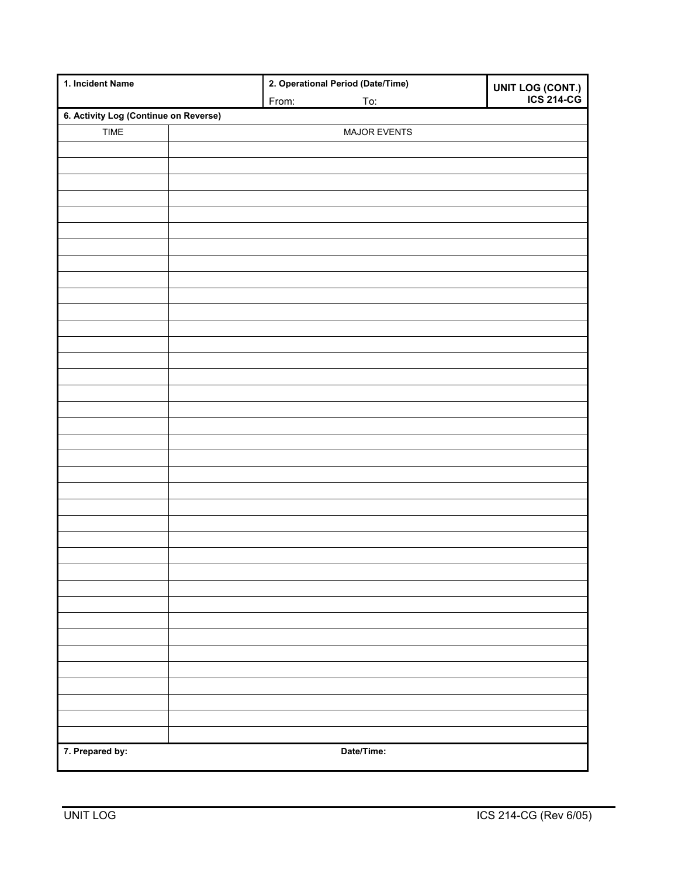| 1. Incident Name | 2. Operational Period (Date/Time)<br>From: To: | UNIT LOG (CONT.)<br>ICS 214-CG |
| --- | --- | --- |

**6. Activity Log (Continue on Reverse)**

| TIME | MAJOR EVENTS |
| --- | --- |
| | |
| | |
| | |
| | |
| | |
| | |
| | |
| | |
| | |
| | |
| | |
| | |
| | |
| | |
| | |
| | |
| | |
| | |
| | |
| | |
| | |
| | |
| | |
| | |
| | |
| | |
| | |
| | |
| | |
| | |
| | |
| | |
| | |
| | |
| | |
| | |
| | |

| 7. Prepared by: | Date/Time: |
| --- | --- |

UNIT LOG ICS 214-CG (Rev 6/05)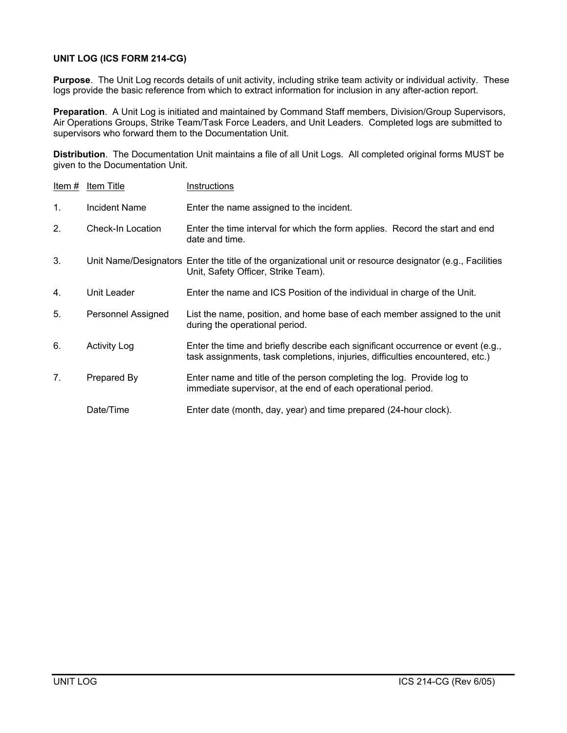**UNIT LOG (ICS FORM 214-CG)**

**Purpose**. The Unit Log records details of unit activity, including strike team activity or individual activity. These logs provide the basic reference from which to extract information for inclusion in any after-action report.

**Preparation**. A Unit Log is initiated and maintained by Command Staff members, Division/Group Supervisors, Air Operations Groups, Strike Team/Task Force Leaders, and Unit Leaders. Completed logs are submitted to supervisors who forward them to the Documentation Unit.

**Distribution**. The Documentation Unit maintains a file of all Unit Logs. All completed original forms MUST be given to the Documentation Unit.

| Item # | Item Title | Instructions |
|---|---|---|
| 1. | Incident Name | Enter the name assigned to the incident. |
| 2. | Check-In Location | Enter the time interval for which the form applies. Record the start and end date and time. |
| 3. | Unit Name/Designators | Enter the title of the organizational unit or resource designator (e.g., Facilities Unit, Safety Officer, Strike Team). |
| 4. | Unit Leader | Enter the name and ICS Position of the individual in charge of the Unit. |
| 5. | Personnel Assigned | List the name, position, and home base of each member assigned to the unit during the operational period. |
| 6. | Activity Log | Enter the time and briefly describe each significant occurrence or event (e.g., task assignments, task completions, injuries, difficulties encountered, etc.) |
| 7. | Prepared By | Enter name and title of the person completing the log. Provide log to immediate supervisor, at the end of each operational period. |
| | Date/Time | Enter date (month, day, year) and time prepared (24-hour clock). |

UNIT LOG ICS 214-CG (Rev 6/05)